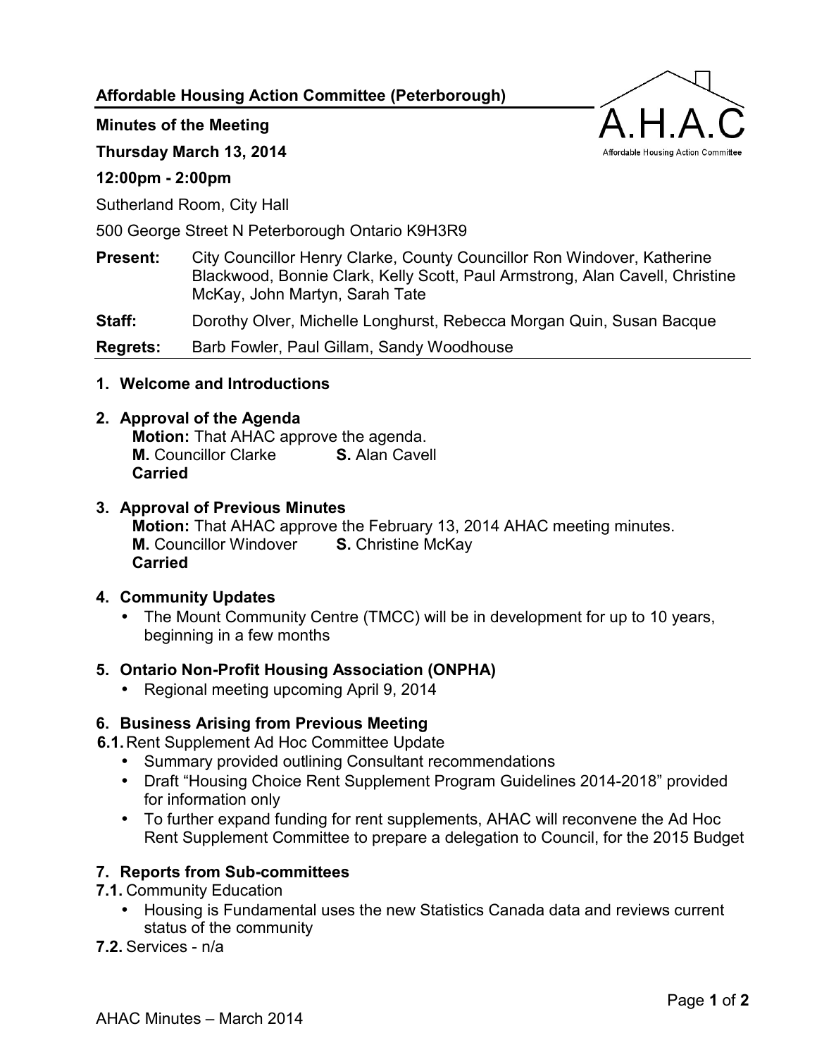**Affordable Housing Action Committee (Peterborough)**

**Minutes of the Meeting**

**Thursday March 13, 2014**

**12:00pm - 2:00pm**

Sutherland Room, City Hall

500 George Street N Peterborough Ontario K9H3R9

**Present:** City Councillor Henry Clarke, County Councillor Ron Windover, Katherine Blackwood, Bonnie Clark, Kelly Scott, Paul Armstrong, Alan Cavell, Christine McKay, John Martyn, Sarah Tate

**Staff:** Dorothy Olver, Michelle Longhurst, Rebecca Morgan Quin, Susan Bacque

**Regrets:** Barb Fowler, Paul Gillam, Sandy Woodhouse

## 1. Welcome and Introductions

## 2. Approval of the Agenda

**Motion:** That AHAC approve the agenda.
**M.** Councillor Clarke **S.** Alan Cavell
**Carried**

## 3. Approval of Previous Minutes

**Motion:** That AHAC approve the February 13, 2014 AHAC meeting minutes.
**M.** Councillor Windover **S.** Christine McKay
**Carried**

## 4. Community Updates

- The Mount Community Centre (TMCC) will be in development for up to 10 years, beginning in a few months

## 5. Ontario Non-Profit Housing Association (ONPHA)

- Regional meeting upcoming April 9, 2014

## 6. Business Arising from Previous Meeting

**6.1.** Rent Supplement Ad Hoc Committee Update

- Summary provided outlining Consultant recommendations
- Draft "Housing Choice Rent Supplement Program Guidelines 2014-2018" provided for information only
- To further expand funding for rent supplements, AHAC will reconvene the Ad Hoc Rent Supplement Committee to prepare a delegation to Council, for the 2015 Budget

## 7. Reports from Sub-committees

**7.1.** Community Education

- Housing is Fundamental uses the new Statistics Canada data and reviews current status of the community

**7.2.** Services - n/a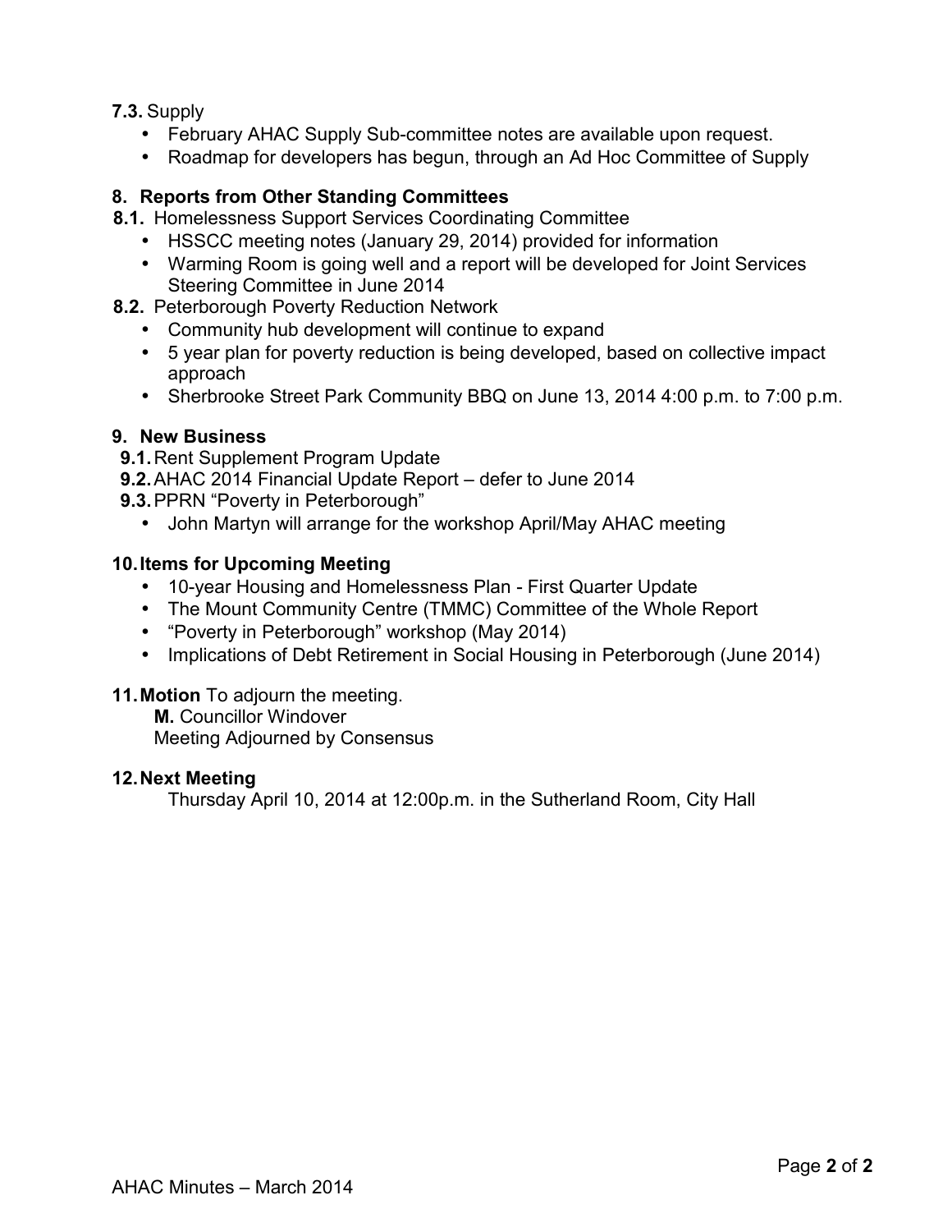**7.3.** Supply

- February AHAC Supply Sub-committee notes are available upon request.
- Roadmap for developers has begun, through an Ad Hoc Committee of Supply

## 8. Reports from Other Standing Committees

**8.1.** Homelessness Support Services Coordinating Committee

- HSSCC meeting notes (January 29, 2014) provided for information
- Warming Room is going well and a report will be developed for Joint Services Steering Committee in June 2014

**8.2.** Peterborough Poverty Reduction Network

- Community hub development will continue to expand
- 5 year plan for poverty reduction is being developed, based on collective impact approach
- Sherbrooke Street Park Community BBQ on June 13, 2014 4:00 p.m. to 7:00 p.m.

## 9. New Business

**9.1.** Rent Supplement Program Update

**9.2.** AHAC 2014 Financial Update Report – defer to June 2014

**9.3.** PPRN "Poverty in Peterborough"

- John Martyn will arrange for the workshop April/May AHAC meeting

## 10. Items for Upcoming Meeting

- 10-year Housing and Homelessness Plan - First Quarter Update
- The Mount Community Centre (TMMC) Committee of the Whole Report
- "Poverty in Peterborough" workshop (May 2014)
- Implications of Debt Retirement in Social Housing in Peterborough (June 2014)

## 11. Motion To adjourn the meeting.

**M.** Councillor Windover
Meeting Adjourned by Consensus

## 12. Next Meeting

Thursday April 10, 2014 at 12:00p.m. in the Sutherland Room, City Hall